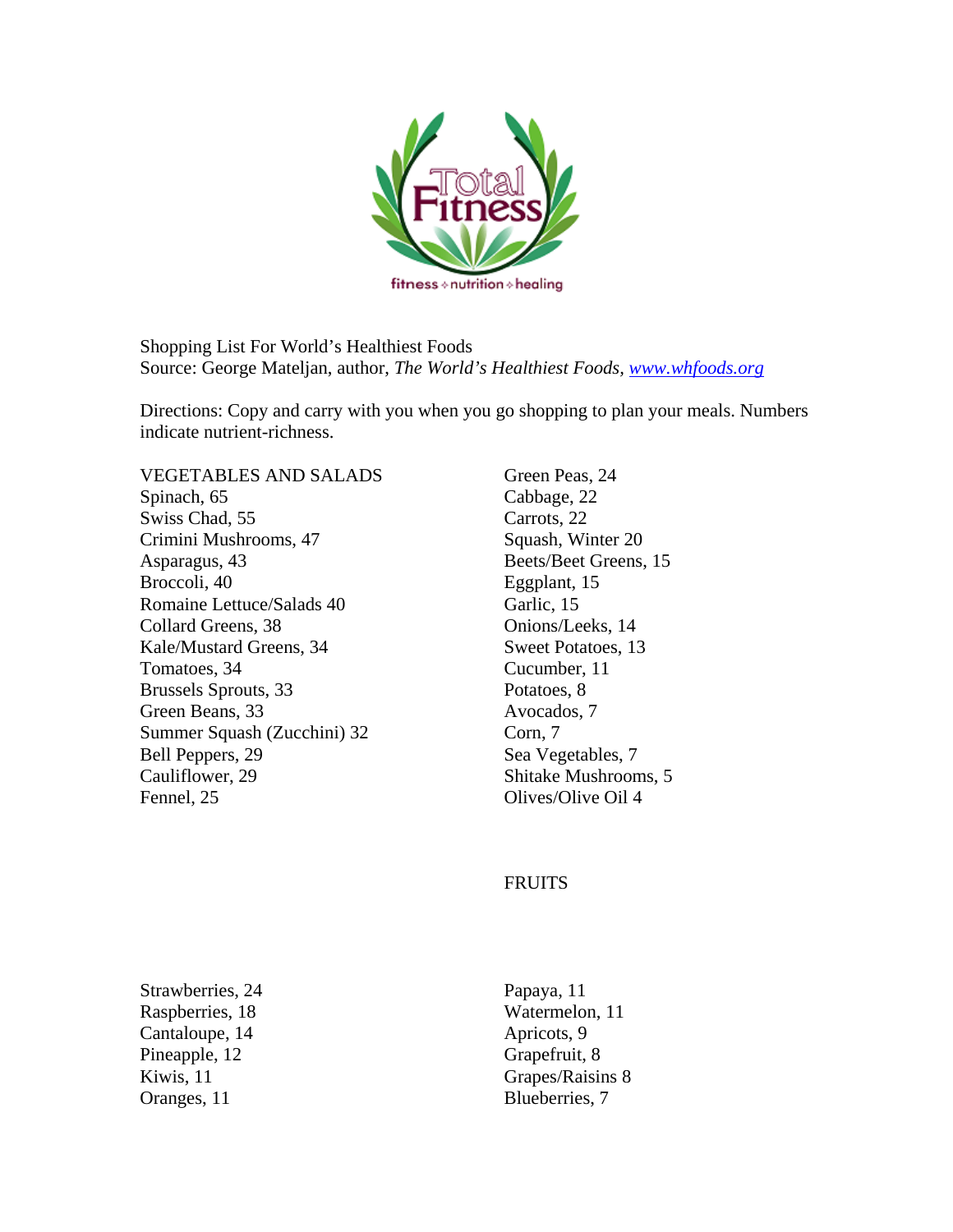Total Fitness

fitness ✧ nutrition ✧ healing

Shopping List For World's Healthiest Foods
Source: George Mateljan, author, *The World's Healthiest Foods*, www.whfoods.org

Directions: Copy and carry with you when you go shopping to plan your meals. Numbers indicate nutrient-richness.

VEGETABLES AND SALADS
Spinach, 65
Swiss Chad, 55
Crimini Mushrooms, 47
Asparagus, 43
Broccoli, 40
Romaine Lettuce/Salads 40
Collard Greens, 38
Kale/Mustard Greens, 34
Tomatoes, 34
Brussels Sprouts, 33
Green Beans, 33
Summer Squash (Zucchini) 32
Bell Peppers, 29
Cauliflower, 29
Fennel, 25
Green Peas, 24
Cabbage, 22
Carrots, 22
Squash, Winter 20
Beets/Beet Greens, 15
Eggplant, 15
Garlic, 15
Onions/Leeks, 14
Sweet Potatoes, 13
Cucumber, 11
Potatoes, 8
Avocados, 7
Corn, 7
Sea Vegetables, 7
Shitake Mushrooms, 5
Olives/Olive Oil 4

FRUITS

Strawberries, 24
Raspberries, 18
Cantaloupe, 14
Pineapple, 12
Kiwis, 11
Oranges, 11
Papaya, 11
Watermelon, 11
Apricots, 9
Grapefruit, 8
Grapes/Raisins 8
Blueberries, 7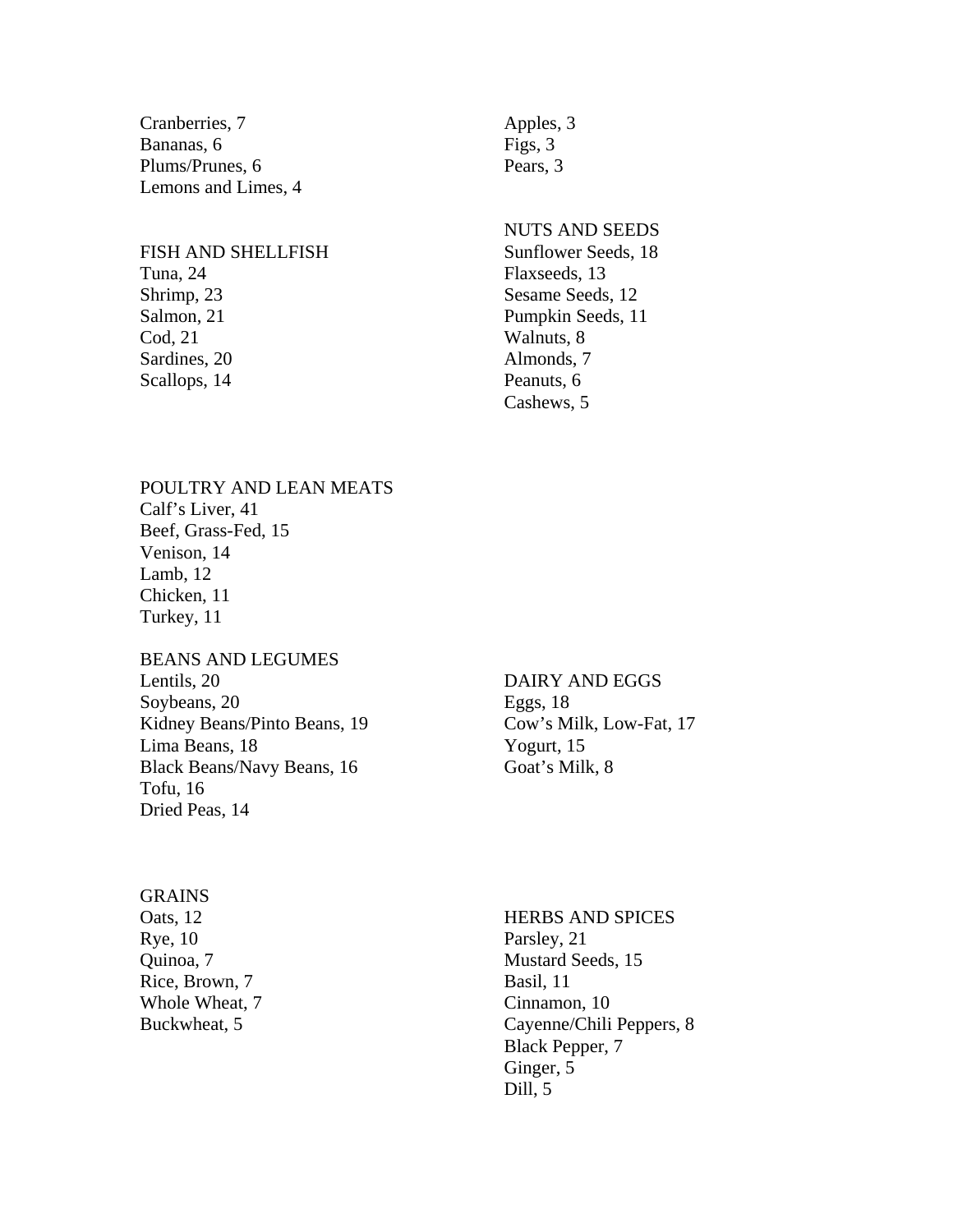Cranberries, 7
Bananas, 6
Plums/Prunes, 6
Lemons and Limes, 4
Apples, 3
Figs, 3
Pears, 3

FISH AND SHELLFISH
Tuna, 24
Shrimp, 23
Salmon, 21
Cod, 21
Sardines, 20
Scallops, 14

NUTS AND SEEDS
Sunflower Seeds, 18
Flaxseeds, 13
Sesame Seeds, 12
Pumpkin Seeds, 11
Walnuts, 8
Almonds, 7
Peanuts, 6
Cashews, 5

POULTRY AND LEAN MEATS
Calf's Liver, 41
Beef, Grass-Fed, 15
Venison, 14
Lamb, 12
Chicken, 11
Turkey, 11

BEANS AND LEGUMES
Lentils, 20
Soybeans, 20
Kidney Beans/Pinto Beans, 19
Lima Beans, 18
Black Beans/Navy Beans, 16
Tofu, 16
Dried Peas, 14

DAIRY AND EGGS
Eggs, 18
Cow's Milk, Low-Fat, 17
Yogurt, 15
Goat's Milk, 8

GRAINS
Oats, 12
Rye, 10
Quinoa, 7
Rice, Brown, 7
Whole Wheat, 7
Buckwheat, 5

HERBS AND SPICES
Parsley, 21
Mustard Seeds, 15
Basil, 11
Cinnamon, 10
Cayenne/Chili Peppers, 8
Black Pepper, 7
Ginger, 5
Dill, 5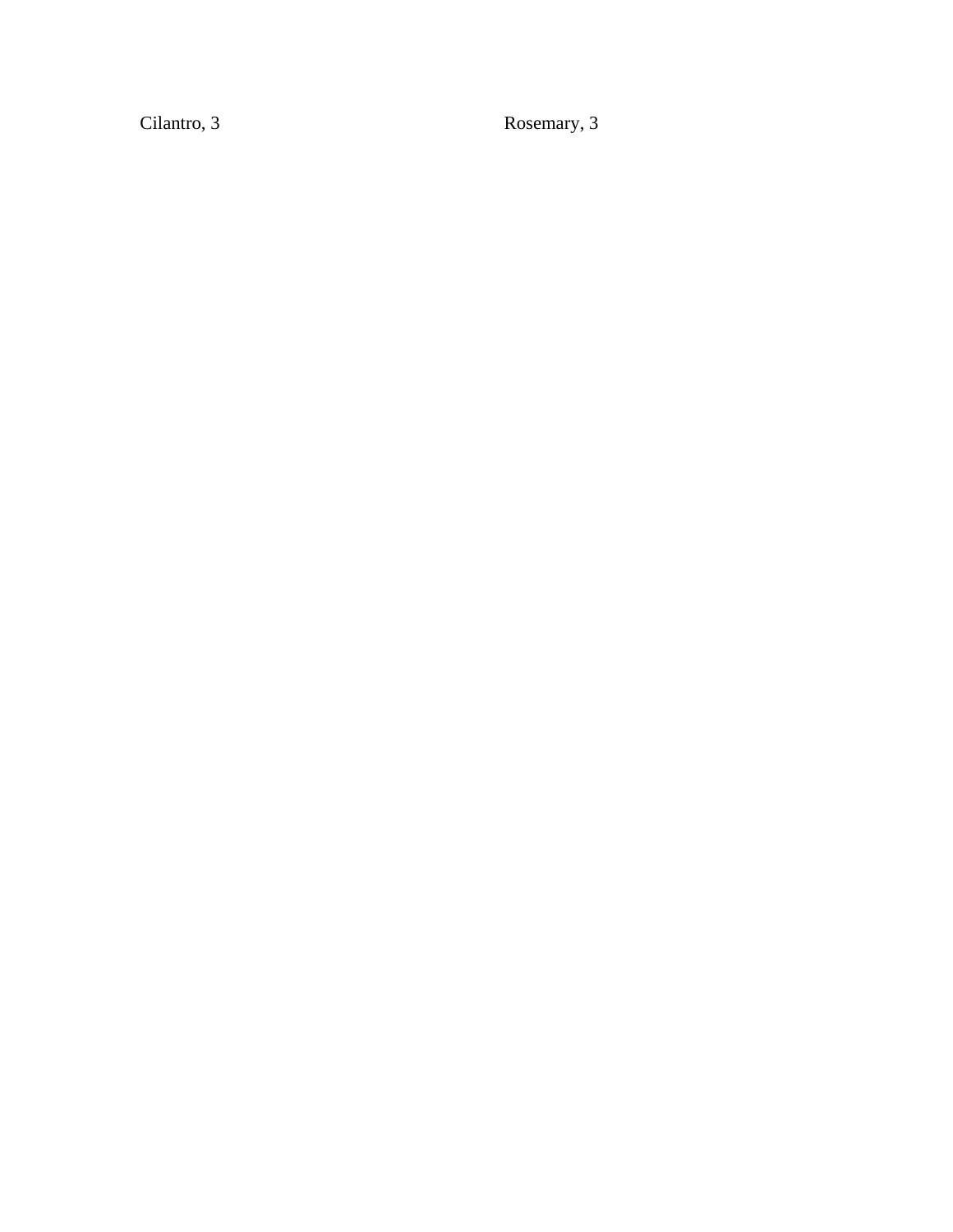Cilantro, 3

Rosemary, 3